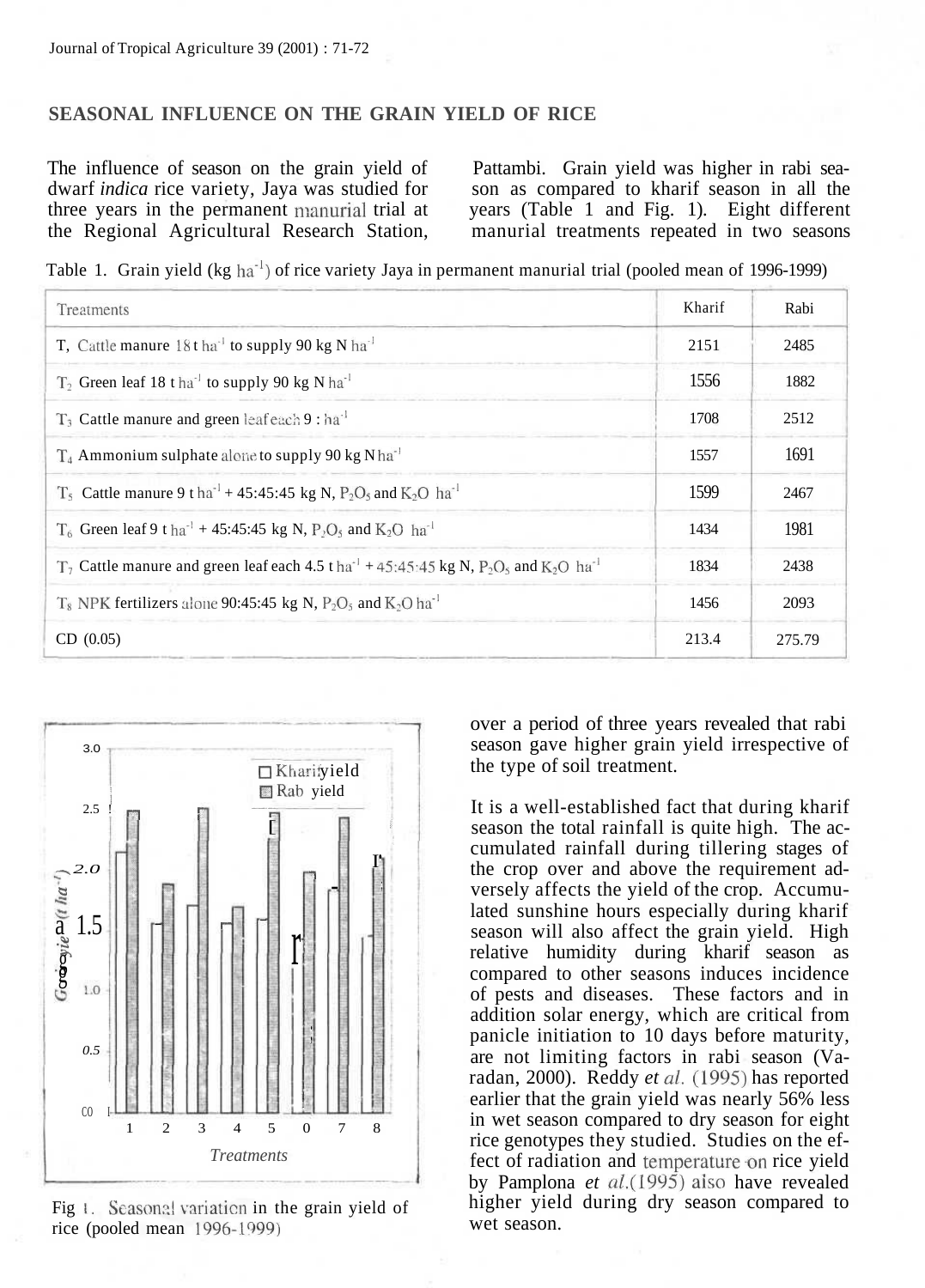## SEASONAL INFLUENCE ON THE GRAIN YIELD OF RICE

The influence of season on the grain yield of dwarf *indica* rice variety, Jaya was studied for three years in the permanent manurial trial at the Regional Agricultural Research Station, Pattambi. Grain yield was higher in rabi season as compared to kharif season in all the years (Table 1 and Fig. 1). Eight different manurial treatments repeated in two seasons over a period of three years revealed that rabi season gave higher grain yield irrespective of the type of soil treatment.

Table 1. Grain yield (kg $ha^{-1}$) of rice variety Jaya in permanent manurial trial (pooled mean of 1996-1999)

| Treatments | Kharif | Rabi |
|---|---|---|
| $T_1$ Cattle manure 18 t $ha^{-1}$ to supply 90 kg N $ha^{-1}$ | 2151 | 2485 |
| $T_2$ Green leaf 18 t $ha^{-1}$ to supply 90 kg N $ha^{-1}$ | 1556 | 1882 |
| $T_3$ Cattle manure and green leaf each 9 : $ha^{-1}$ | 1708 | 2512 |
| $T_4$ Ammonium sulphate alone to supply 90 kg N $ha^{-1}$ | 1557 | 1691 |
| $T_5$ Cattle manure 9 t $ha^{-1}$ + 45:45:45 kg N, $P_2O_5$ and $K_2O$ $ha^{-1}$ | 1599 | 2467 |
| $T_6$ Green leaf 9 t $ha^{-1}$ + 45:45:45 kg N, $P_2O_5$ and $K_2O$ $ha^{-1}$ | 1434 | 1981 |
| $T_7$ Cattle manure and green leaf each 4.5 t $ha^{-1}$ + 45:45:45 kg N, $P_2O_5$ and $K_2O$ $ha^{-1}$ | 1834 | 2438 |
| $T_8$ NPK fertilizers alone 90:45:45 kg N, $P_2O_5$ and $K_2O$ $ha^{-1}$ | 1456 | 2093 |
| CD (0.05) | 213.4 | 275.79 |

Fig 1. Seasonal variation in the grain yield of rice (pooled mean 1996-1999)

It is a well-established fact that during kharif season the total rainfall is quite high. The accumulated rainfall during tillering stages of the crop over and above the requirement adversely affects the yield of the crop. Accumulated sunshine hours especially during kharif season will also affect the grain yield. High relative humidity during kharif season as compared to other seasons induces incidence of pests and diseases. These factors and in addition solar energy, which are critical from panicle initiation to 10 days before maturity, are not limiting factors in rabi season (Varadan, 2000). Reddy *et al.* (1995) has reported earlier that the grain yield was nearly 56% less in wet season compared to dry season for eight rice genotypes they studied. Studies on the effect of radiation and temperature on rice yield by Pamplona *et al.*(1995) also have revealed higher yield during dry season compared to wet season.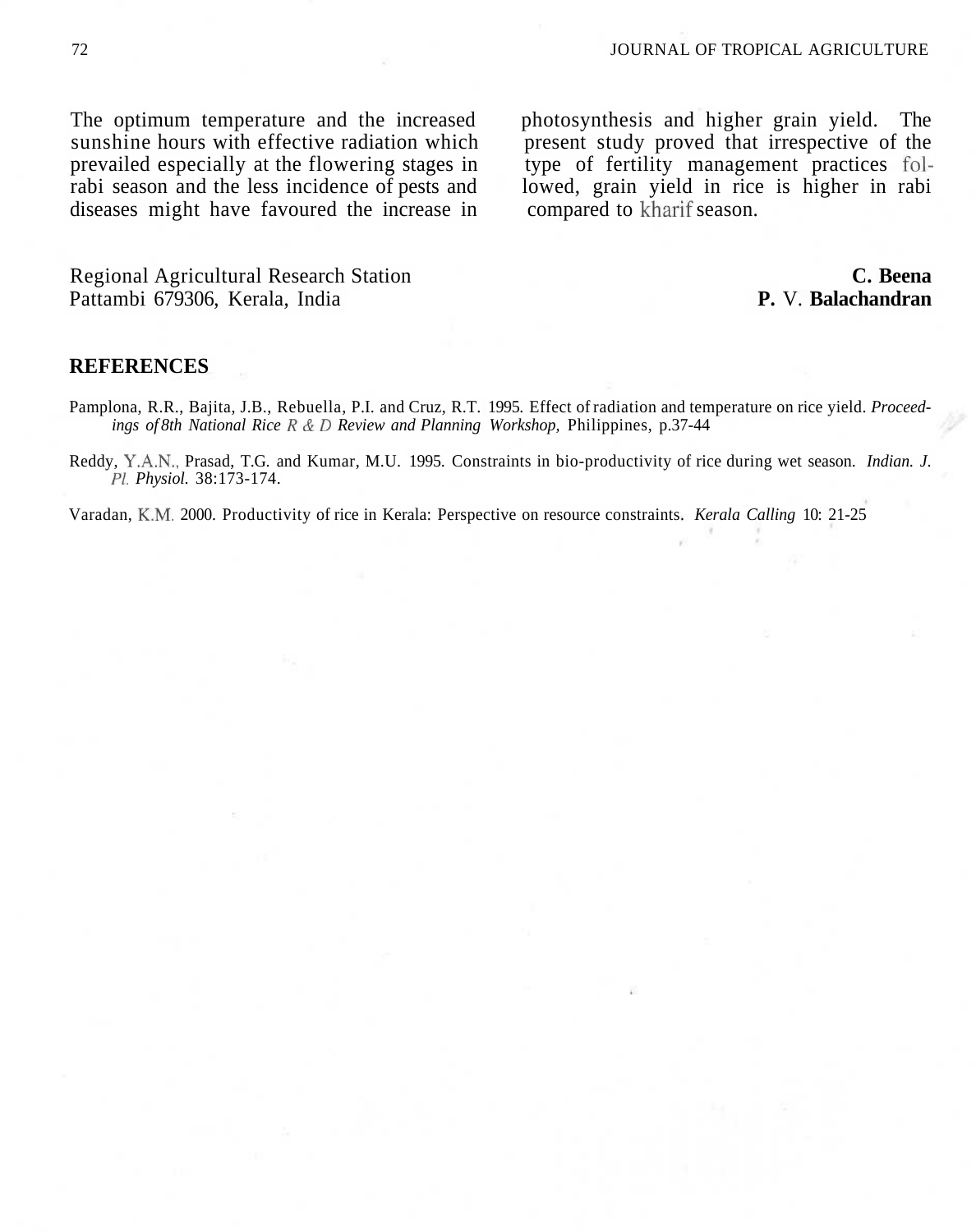The optimum temperature and the increased sunshine hours with effective radiation which prevailed especially at the flowering stages in rabi season and the less incidence of pests and diseases might have favoured the increase in photosynthesis and higher grain yield. The present study proved that irrespective of the type of fertility management practices followed, grain yield in rice is higher in rabi compared to kharif season.

Regional Agricultural Research Station
Pattambi 679306, Kerala, India

**C. Beena**
**P. V. Balachandran**

## REFERENCES

Pamplona, R.R., Bajita, J.B., Rebuella, P.I. and Cruz, R.T. 1995. Effect of radiation and temperature on rice yield. *Proceedings of 8th National Rice R & D Review and Planning Workshop,* Philippines, p.37-44

Reddy, Y.A.N., Prasad, T.G. and Kumar, M.U. 1995. Constraints in bio-productivity of rice during wet season. *Indian. J. Pl. Physiol.* 38:173-174.

Varadan, K.M. 2000. Productivity of rice in Kerala: Perspective on resource constraints. *Kerala Calling* 10: 21-25